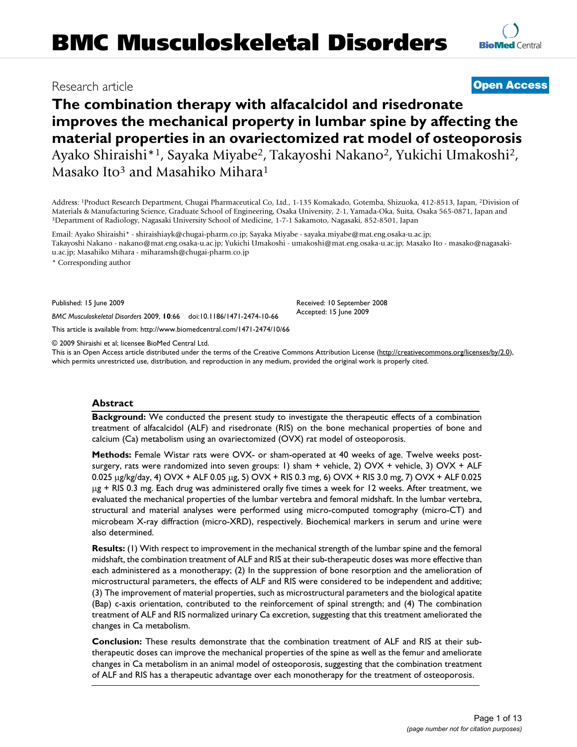BMC Musculoskeletal Disorders

Research article

**Open Access**

# The combination therapy with alfacalcidol and risedronate improves the mechanical property in lumbar spine by affecting the material properties in an ovariectomized rat model of osteoporosis

Ayako Shiraishi*[1], Sayaka Miyabe[2], Takayoshi Nakano[2], Yukichi Umakoshi[2], Masako Ito[3] and Masahiko Mihara[1]

Address: [1]Product Research Department, Chugai Pharmaceutical Co, Ltd., 1-135 Komakado, Gotemba, Shizuoka, 412-8513, Japan, [2]Division of Materials & Manufacturing Science, Graduate School of Engineering, Osaka University, 2-1, Yamada-Oka, Suita, Osaka 565-0871, Japan and [3]Department of Radiology, Nagasaki University School of Medicine, 1-7-1 Sakamoto, Nagasaki, 852-8501, Japan

Email: Ayako Shiraishi* - shiraishiayk@chugai-pharm.co.jp; Sayaka Miyabe - sayaka.miyabe@mat.eng.osaka-u.ac.jp; Takayoshi Nakano - nakano@mat.eng.osaka-u.ac.jp; Yukichi Umakoshi - umakoshi@mat.eng.osaka-u.ac.jp; Masako Ito - masako@nagasaki-u.ac.jp; Masahiko Mihara - miharamsh@chugai-pharm.co.jp

\* Corresponding author

Published: 15 June 2009

*BMC Musculoskeletal Disorders* 2009, **10**:66 doi:10.1186/1471-2474-10-66

Received: 10 September 2008
Accepted: 15 June 2009

This article is available from: http://www.biomedcentral.com/1471-2474/10/66

© 2009 Shiraishi et al; licensee BioMed Central Ltd.
This is an Open Access article distributed under the terms of the Creative Commons Attribution License (http://creativecommons.org/licenses/by/2.0), which permits unrestricted use, distribution, and reproduction in any medium, provided the original work is properly cited.

## Abstract

**Background:** We conducted the present study to investigate the therapeutic effects of a combination treatment of alfacalcidol (ALF) and risedronate (RIS) on the bone mechanical properties of bone and calcium (Ca) metabolism using an ovariectomized (OVX) rat model of osteoporosis.

**Methods:** Female Wistar rats were OVX- or sham-operated at 40 weeks of age. Twelve weeks post-surgery, rats were randomized into seven groups: 1) sham + vehicle, 2) OVX + vehicle, 3) OVX + ALF 0.025 μg/kg/day, 4) OVX + ALF 0.05 μg, 5) OVX + RIS 0.3 mg, 6) OVX + RIS 3.0 mg, 7) OVX + ALF 0.025 μg + RIS 0.3 mg. Each drug was administered orally five times a week for 12 weeks. After treatment, we evaluated the mechanical properties of the lumbar vertebra and femoral midshaft. In the lumbar vertebra, structural and material analyses were performed using micro-computed tomography (micro-CT) and microbeam X-ray diffraction (micro-XRD), respectively. Biochemical markers in serum and urine were also determined.

**Results:** (1) With respect to improvement in the mechanical strength of the lumbar spine and the femoral midshaft, the combination treatment of ALF and RIS at their sub-therapeutic doses was more effective than each administered as a monotherapy; (2) In the suppression of bone resorption and the amelioration of microstructural parameters, the effects of ALF and RIS were considered to be independent and additive; (3) The improvement of material properties, such as microstructural parameters and the biological apatite (Bap) c-axis orientation, contributed to the reinforcement of spinal strength; and (4) The combination treatment of ALF and RIS normalized urinary Ca excretion, suggesting that this treatment ameliorated the changes in Ca metabolism.

**Conclusion:** These results demonstrate that the combination treatment of ALF and RIS at their sub-therapeutic doses can improve the mechanical properties of the spine as well as the femur and ameliorate changes in Ca metabolism in an animal model of osteoporosis, suggesting that the combination treatment of ALF and RIS has a therapeutic advantage over each monotherapy for the treatment of osteoporosis.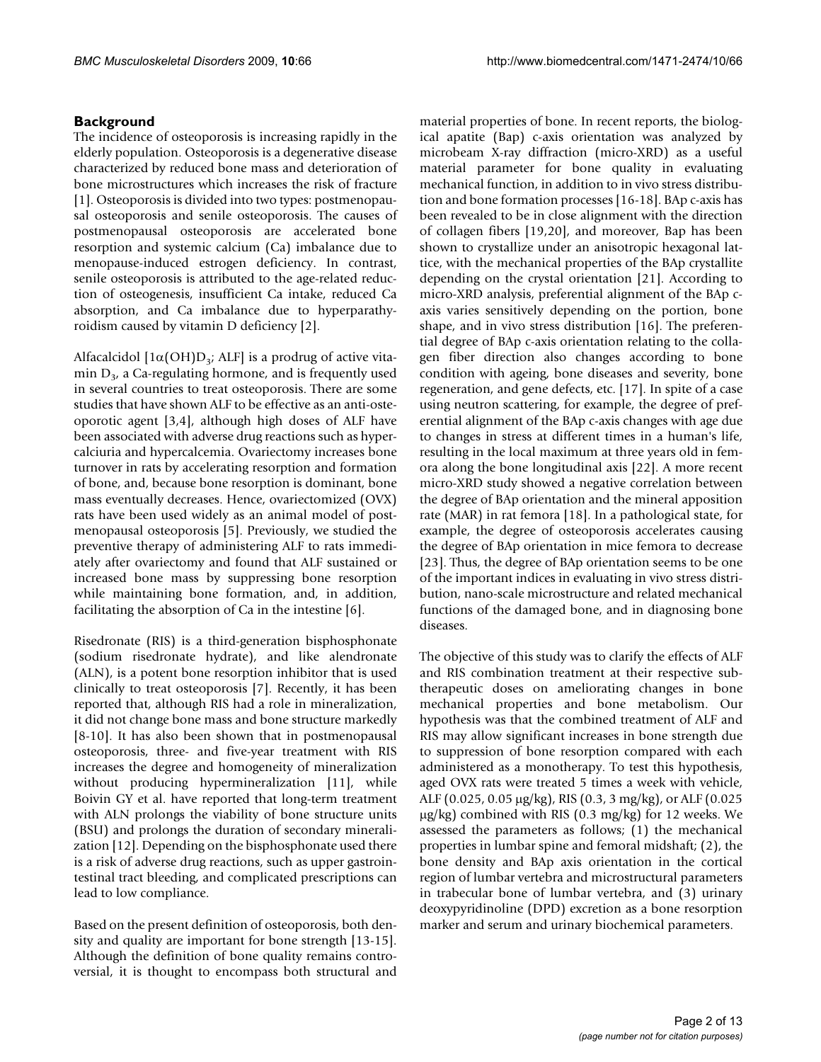## Background

The incidence of osteoporosis is increasing rapidly in the elderly population. Osteoporosis is a degenerative disease characterized by reduced bone mass and deterioration of bone microstructures which increases the risk of fracture [1]. Osteoporosis is divided into two types: postmenopausal osteoporosis and senile osteoporosis. The causes of postmenopausal osteoporosis are accelerated bone resorption and systemic calcium (Ca) imbalance due to menopause-induced estrogen deficiency. In contrast, senile osteoporosis is attributed to the age-related reduction of osteogenesis, insufficient Ca intake, reduced Ca absorption, and Ca imbalance due to hyperparathyroidism caused by vitamin D deficiency [2].

Alfacalcidol [$1\alpha(OH)D_3$; ALF] is a prodrug of active vitamin $D_3$, a Ca-regulating hormone, and is frequently used in several countries to treat osteoporosis. There are some studies that have shown ALF to be effective as an anti-osteoporotic agent [3,4], although high doses of ALF have been associated with adverse drug reactions such as hypercalciuria and hypercalcemia. Ovariectomy increases bone turnover in rats by accelerating resorption and formation of bone, and, because bone resorption is dominant, bone mass eventually decreases. Hence, ovariectomized (OVX) rats have been used widely as an animal model of postmenopausal osteoporosis [5]. Previously, we studied the preventive therapy of administering ALF to rats immediately after ovariectomy and found that ALF sustained or increased bone mass by suppressing bone resorption while maintaining bone formation, and, in addition, facilitating the absorption of Ca in the intestine [6].

Risedronate (RIS) is a third-generation bisphosphonate (sodium risedronate hydrate), and like alendronate (ALN), is a potent bone resorption inhibitor that is used clinically to treat osteoporosis [7]. Recently, it has been reported that, although RIS had a role in mineralization, it did not change bone mass and bone structure markedly [8-10]. It has also been shown that in postmenopausal osteoporosis, three- and five-year treatment with RIS increases the degree and homogeneity of mineralization without producing hypermineralization [11], while Boivin GY et al. have reported that long-term treatment with ALN prolongs the viability of bone structure units (BSU) and prolongs the duration of secondary mineralization [12]. Depending on the bisphosphonate used there is a risk of adverse drug reactions, such as upper gastrointestinal tract bleeding, and complicated prescriptions can lead to low compliance.

Based on the present definition of osteoporosis, both density and quality are important for bone strength [13-15]. Although the definition of bone quality remains controversial, it is thought to encompass both structural and material properties of bone. In recent reports, the biological apatite (Bap) c-axis orientation was analyzed by microbeam X-ray diffraction (micro-XRD) as a useful material parameter for bone quality in evaluating mechanical function, in addition to in vivo stress distribution and bone formation processes [16-18]. BAp c-axis has been revealed to be in close alignment with the direction of collagen fibers [19,20], and moreover, Bap has been shown to crystallize under an anisotropic hexagonal lattice, with the mechanical properties of the BAp crystallite depending on the crystal orientation [21]. According to micro-XRD analysis, preferential alignment of the BAp c-axis varies sensitively depending on the portion, bone shape, and in vivo stress distribution [16]. The preferential degree of BAp c-axis orientation relating to the collagen fiber direction also changes according to bone condition with ageing, bone diseases and severity, bone regeneration, and gene defects, etc. [17]. In spite of a case using neutron scattering, for example, the degree of preferential alignment of the BAp c-axis changes with age due to changes in stress at different times in a human's life, resulting in the local maximum at three years old in femora along the bone longitudinal axis [22]. A more recent micro-XRD study showed a negative correlation between the degree of BAp orientation and the mineral apposition rate (MAR) in rat femora [18]. In a pathological state, for example, the degree of osteoporosis accelerates causing the degree of BAp orientation in mice femora to decrease [23]. Thus, the degree of BAp orientation seems to be one of the important indices in evaluating in vivo stress distribution, nano-scale microstructure and related mechanical functions of the damaged bone, and in diagnosing bone diseases.

The objective of this study was to clarify the effects of ALF and RIS combination treatment at their respective subtherapeutic doses on ameliorating changes in bone mechanical properties and bone metabolism. Our hypothesis was that the combined treatment of ALF and RIS may allow significant increases in bone strength due to suppression of bone resorption compared with each administered as a monotherapy. To test this hypothesis, aged OVX rats were treated 5 times a week with vehicle, ALF (0.025, 0.05 μg/kg), RIS (0.3, 3 mg/kg), or ALF (0.025 μg/kg) combined with RIS (0.3 mg/kg) for 12 weeks. We assessed the parameters as follows; (1) the mechanical properties in lumbar spine and femoral midshaft; (2), the bone density and BAp axis orientation in the cortical region of lumbar vertebra and microstructural parameters in trabecular bone of lumbar vertebra, and (3) urinary deoxypyridinoline (DPD) excretion as a bone resorption marker and serum and urinary biochemical parameters.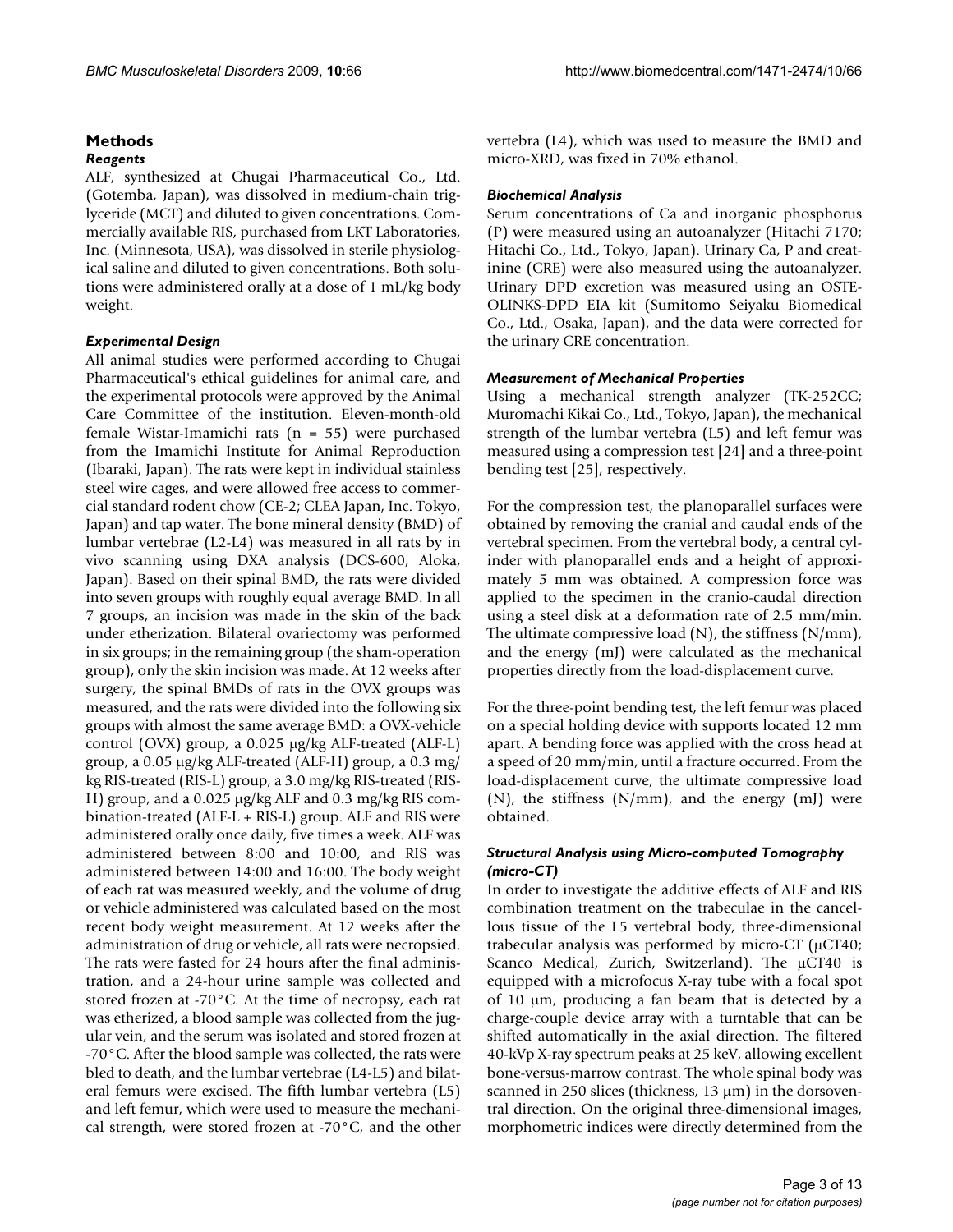## Methods

### *Reagents*

ALF, synthesized at Chugai Pharmaceutical Co., Ltd. (Gotemba, Japan), was dissolved in medium-chain triglyceride (MCT) and diluted to given concentrations. Commercially available RIS, purchased from LKT Laboratories, Inc. (Minnesota, USA), was dissolved in sterile physiological saline and diluted to given concentrations. Both solutions were administered orally at a dose of 1 mL/kg body weight.

### *Experimental Design*

All animal studies were performed according to Chugai Pharmaceutical's ethical guidelines for animal care, and the experimental protocols were approved by the Animal Care Committee of the institution. Eleven-month-old female Wistar-Imamichi rats (n = 55) were purchased from the Imamichi Institute for Animal Reproduction (Ibaraki, Japan). The rats were kept in individual stainless steel wire cages, and were allowed free access to commercial standard rodent chow (CE-2; CLEA Japan, Inc. Tokyo, Japan) and tap water. The bone mineral density (BMD) of lumbar vertebrae (L2-L4) was measured in all rats by in vivo scanning using DXA analysis (DCS-600, Aloka, Japan). Based on their spinal BMD, the rats were divided into seven groups with roughly equal average BMD. In all 7 groups, an incision was made in the skin of the back under etherization. Bilateral ovariectomy was performed in six groups; in the remaining group (the sham-operation group), only the skin incision was made. At 12 weeks after surgery, the spinal BMDs of rats in the OVX groups was measured, and the rats were divided into the following six groups with almost the same average BMD: a OVX-vehicle control (OVX) group, a 0.025 μg/kg ALF-treated (ALF-L) group, a 0.05 μg/kg ALF-treated (ALF-H) group, a 0.3 mg/kg RIS-treated (RIS-L) group, a 3.0 mg/kg RIS-treated (RIS-H) group, and a 0.025 μg/kg ALF and 0.3 mg/kg RIS combination-treated (ALF-L + RIS-L) group. ALF and RIS were administered orally once daily, five times a week. ALF was administered between 8:00 and 10:00, and RIS was administered between 14:00 and 16:00. The body weight of each rat was measured weekly, and the volume of drug or vehicle administered was calculated based on the most recent body weight measurement. At 12 weeks after the administration of drug or vehicle, all rats were necropsied. The rats were fasted for 24 hours after the final administration, and a 24-hour urine sample was collected and stored frozen at -70°C. At the time of necropsy, each rat was etherized, a blood sample was collected from the jugular vein, and the serum was isolated and stored frozen at -70°C. After the blood sample was collected, the rats were bled to death, and the lumbar vertebrae (L4-L5) and bilateral femurs were excised. The fifth lumbar vertebra (L5) and left femur, which were used to measure the mechanical strength, were stored frozen at -70°C, and the other vertebra (L4), which was used to measure the BMD and micro-XRD, was fixed in 70% ethanol.

### *Biochemical Analysis*

Serum concentrations of Ca and inorganic phosphorus (P) were measured using an autoanalyzer (Hitachi 7170; Hitachi Co., Ltd., Tokyo, Japan). Urinary Ca, P and creatinine (CRE) were also measured using the autoanalyzer. Urinary DPD excretion was measured using an OSTEOLINKS-DPD EIA kit (Sumitomo Seiyaku Biomedical Co., Ltd., Osaka, Japan), and the data were corrected for the urinary CRE concentration.

### *Measurement of Mechanical Properties*

Using a mechanical strength analyzer (TK-252CC; Muromachi Kikai Co., Ltd., Tokyo, Japan), the mechanical strength of the lumbar vertebra (L5) and left femur was measured using a compression test [24] and a three-point bending test [25], respectively.

For the compression test, the planoparallel surfaces were obtained by removing the cranial and caudal ends of the vertebral specimen. From the vertebral body, a central cylinder with planoparallel ends and a height of approximately 5 mm was obtained. A compression force was applied to the specimen in the cranio-caudal direction using a steel disk at a deformation rate of 2.5 mm/min. The ultimate compressive load (N), the stiffness (N/mm), and the energy (mJ) were calculated as the mechanical properties directly from the load-displacement curve.

For the three-point bending test, the left femur was placed on a special holding device with supports located 12 mm apart. A bending force was applied with the cross head at a speed of 20 mm/min, until a fracture occurred. From the load-displacement curve, the ultimate compressive load (N), the stiffness (N/mm), and the energy (mJ) were obtained.

### *Structural Analysis using Micro-computed Tomography (micro-CT)*

In order to investigate the additive effects of ALF and RIS combination treatment on the trabeculae in the cancellous tissue of the L5 vertebral body, three-dimensional trabecular analysis was performed by micro-CT (μCT40; Scanco Medical, Zurich, Switzerland). The μCT40 is equipped with a microfocus X-ray tube with a focal spot of 10 μm, producing a fan beam that is detected by a charge-couple device array with a turntable that can be shifted automatically in the axial direction. The filtered 40-kVp X-ray spectrum peaks at 25 keV, allowing excellent bone-versus-marrow contrast. The whole spinal body was scanned in 250 slices (thickness, 13 μm) in the dorsoventral direction. On the original three-dimensional images, morphometric indices were directly determined from the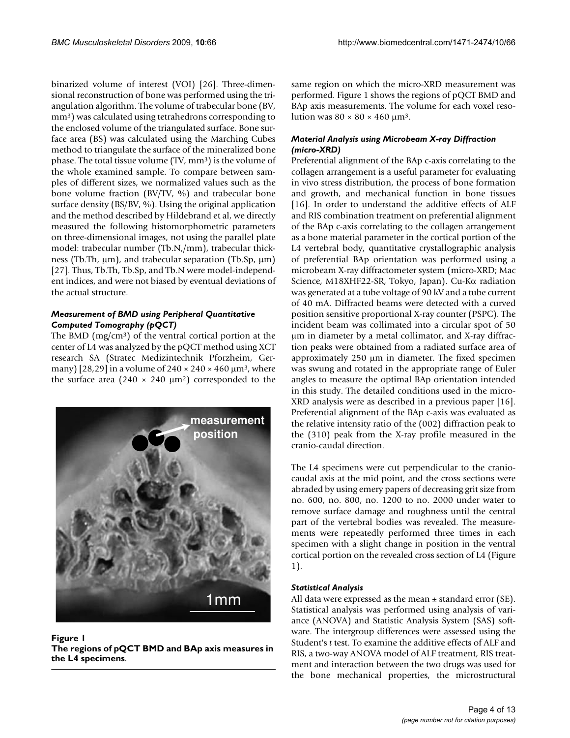binarized volume of interest (VOI) [26]. Three-dimensional reconstruction of bone was performed using the triangulation algorithm. The volume of trabecular bone (BV, $mm^3$) was calculated using tetrahedrons corresponding to the enclosed volume of the triangulated surface. Bone surface area (BS) was calculated using the Marching Cubes method to triangulate the surface of the mineralized bone phase. The total tissue volume (TV, $mm^3$) is the volume of the whole examined sample. To compare between samples of different sizes, we normalized values such as the bone volume fraction (BV/TV, %) and trabecular bone surface density (BS/BV, %). Using the original application and the method described by Hildebrand et al, we directly measured the following histomorphometric parameters on three-dimensional images, not using the parallel plate model: trabecular number (Tb.N,/mm), trabecular thickness (Tb.Th, μm), and trabecular separation (Tb.Sp, μm) [27]. Thus, Tb.Th, Tb.Sp, and Tb.N were model-independent indices, and were not biased by eventual deviations of the actual structure.

### *Measurement of BMD using Peripheral Quantitative Computed Tomography (pQCT)*

The BMD ($mg/cm^3$) of the ventral cortical portion at the center of L4 was analyzed by the pQCT method using XCT research SA (Stratec Medizintechnik Pforzheim, Germany) [28,29] in a volume of $240 \times 240 \times 460$ $\mu m^3$, where the surface area ($240 \times 240$ $\mu m^2$) corresponded to the same region on which the micro-XRD measurement was performed. Figure 1 shows the regions of pQCT BMD and BAp axis measurements. The volume for each voxel resolution was $80 \times 80 \times 460$ $\mu m^3$.

**Figure 1**
**The regions of pQCT BMD and BAp axis measures in the L4 specimens**.

### *Material Analysis using Microbeam X-ray Diffraction (micro-XRD)*

Preferential alignment of the BAp c-axis correlating to the collagen arrangement is a useful parameter for evaluating in vivo stress distribution, the process of bone formation and growth, and mechanical function in bone tissues [16]. In order to understand the additive effects of ALF and RIS combination treatment on preferential alignment of the BAp c-axis correlating to the collagen arrangement as a bone material parameter in the cortical portion of the L4 vertebral body, quantitative crystallographic analysis of preferential BAp orientation was performed using a microbeam X-ray diffractometer system (micro-XRD; Mac Science, M18XHF22-SR, Tokyo, Japan). Cu-Kα radiation was generated at a tube voltage of 90 kV and a tube current of 40 mA. Diffracted beams were detected with a curved position sensitive proportional X-ray counter (PSPC). The incident beam was collimated into a circular spot of 50 μm in diameter by a metal collimator, and X-ray diffraction peaks were obtained from a radiated surface area of approximately 250 μm in diameter. The fixed specimen was swung and rotated in the appropriate range of Euler angles to measure the optimal BAp orientation intended in this study. The detailed conditions used in the micro-XRD analysis were as described in a previous paper [16]. Preferential alignment of the BAp c-axis was evaluated as the relative intensity ratio of the (002) diffraction peak to the (310) peak from the X-ray profile measured in the cranio-caudal direction.

The L4 specimens were cut perpendicular to the cranio-caudal axis at the mid point, and the cross sections were abraded by using emery papers of decreasing grit size from no. 600, no. 800, no. 1200 to no. 2000 under water to remove surface damage and roughness until the central part of the vertebral bodies was revealed. The measurements were repeatedly performed three times in each specimen with a slight change in position in the ventral cortical portion on the revealed cross section of L4 (Figure 1).

### *Statistical Analysis*

All data were expressed as the mean ± standard error (SE). Statistical analysis was performed using analysis of variance (ANOVA) and Statistic Analysis System (SAS) software. The intergroup differences were assessed using the Student's *t* test. To examine the additive effects of ALF and RIS, a two-way ANOVA model of ALF treatment, RIS treatment and interaction between the two drugs was used for the bone mechanical properties, the microstructural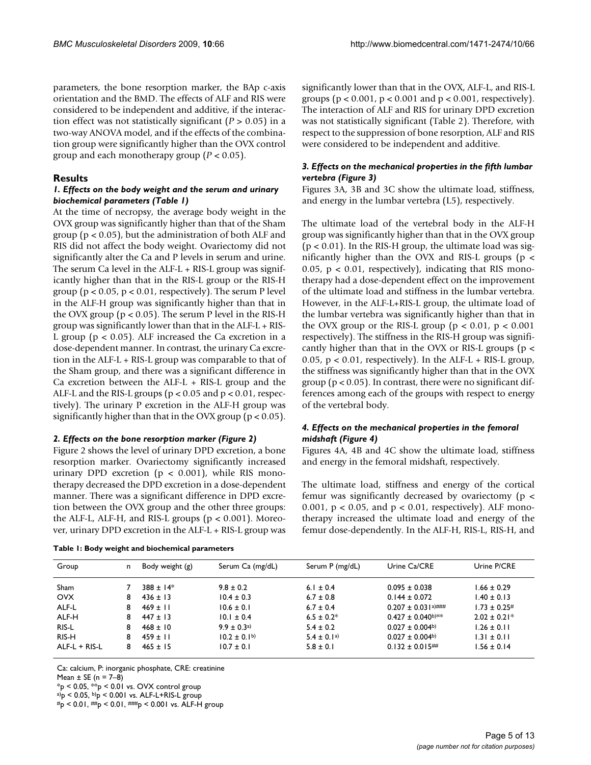parameters, the bone resorption marker, the BAp c-axis orientation and the BMD. The effects of ALF and RIS were considered to be independent and additive, if the interaction effect was not statistically significant ($P > 0.05$) in a two-way ANOVA model, and if the effects of the combination group were significantly higher than the OVX control group and each monotherapy group ($P < 0.05$).

## Results

### *1. Effects on the body weight and the serum and urinary biochemical parameters (Table 1)*

At the time of necropsy, the average body weight in the OVX group was significantly higher than that of the Sham group ($p < 0.05$), but the administration of both ALF and RIS did not affect the body weight. Ovariectomy did not significantly alter the Ca and P levels in serum and urine. The serum Ca level in the ALF-L + RIS-L group was significantly higher than that in the RIS-L group or the RIS-H group ($p < 0.05$, $p < 0.01$, respectively). The serum P level in the ALF-H group was significantly higher than that in the OVX group ($p < 0.05$). The serum P level in the RIS-H group was significantly lower than that in the ALF-L + RIS-L group ($p < 0.05$). ALF increased the Ca excretion in a dose-dependent manner. In contrast, the urinary Ca excretion in the ALF-L + RIS-L group was comparable to that of the Sham group, and there was a significant difference in Ca excretion between the ALF-L + RIS-L group and the ALF-L and the RIS-L groups ($p < 0.05$ and $p < 0.01$, respectively). The urinary P excretion in the ALF-H group was significantly higher than that in the OVX group ($p < 0.05$).

### *2. Effects on the bone resorption marker (Figure 2)*

Figure 2 shows the level of urinary DPD excretion, a bone resorption marker. Ovariectomy significantly increased urinary DPD excretion ($p < 0.001$), while RIS monotherapy decreased the DPD excretion in a dose-dependent manner. There was a significant difference in DPD excretion between the OVX group and the other three groups: the ALF-L, ALF-H, and RIS-L groups ($p < 0.001$). Moreover, urinary DPD excretion in the ALF-L + RIS-L group was significantly lower than that in the OVX, ALF-L, and RIS-L groups ($p < 0.001$, $p < 0.001$ and $p < 0.001$, respectively). The interaction of ALF and RIS for urinary DPD excretion was not statistically significant (Table 2). Therefore, with respect to the suppression of bone resorption, ALF and RIS were considered to be independent and additive.

### *3. Effects on the mechanical properties in the fifth lumbar vertebra (Figure 3)*

Figures 3A, 3B and 3C show the ultimate load, stiffness, and energy in the lumbar vertebra (L5), respectively.

The ultimate load of the vertebral body in the ALF-H group was significantly higher than that in the OVX group ($p < 0.01$). In the RIS-H group, the ultimate load was significantly higher than the OVX and RIS-L groups ($p < 0.05$, $p < 0.01$, respectively), indicating that RIS monotherapy had a dose-dependent effect on the improvement of the ultimate load and stiffness in the lumbar vertebra. However, in the ALF-L+RIS-L group, the ultimate load of the lumbar vertebra was significantly higher than that in the OVX group or the RIS-L group ($p < 0.01$, $p < 0.001$ respectively). The stiffness in the RIS-H group was significantly higher than that in the OVX or RIS-L groups ($p < 0.05$, $p < 0.01$, respectively). In the ALF-L + RIS-L group, the stiffness was significantly higher than that in the OVX group ($p < 0.05$). In contrast, there were no significant differences among each of the groups with respect to energy of the vertebral body.

### *4. Effects on the mechanical properties in the femoral midshaft (Figure 4)*

Figures 4A, 4B and 4C show the ultimate load, stiffness and energy in the femoral midshaft, respectively.

The ultimate load, stiffness and energy of the cortical femur was significantly decreased by ovariectomy ($p < 0.001$, $p < 0.05$, and $p < 0.01$, respectively). ALF monotherapy increased the ultimate load and energy of the femur dose-dependently. In the ALF-H, RIS-L, RIS-H, and

**Table 1: Body weight and biochemical parameters**

| Group | n | Body weight (g) | Serum Ca (mg/dL) | Serum P (mg/dL) | Urine Ca/CRE | Urine P/CRE |
|---|---|---|---|---|---|---|
| Sham | 7 | 388 ± 14* | 9.8 ± 0.2 | 6.1 ± 0.4 | 0.095 ± 0.038 | 1.66 ± 0.29 |
| OVX | 8 | 436 ± 13 | 10.4 ± 0.3 | 6.7 ± 0.8 | 0.144 ± 0.072 | 1.40 ± 0.13 |
| ALF-L | 8 | 469 ± 11 | 10.6 ± 0.1 | 6.7 ± 0.4 | 0.207 ± 0.031 a)### | 1.73 ± 0.25# |
| ALF-H | 8 | 447 ± 13 | 10.1 ± 0.4 | 6.5 ± 0.2* | 0.427 ± 0.040 b)** | 2.02 ± 0.21* |
| RIS-L | 8 | 468 ± 10 | 9.9 ± 0.3 a) | 5.4 ± 0.2 | 0.027 ± 0.004 b) | 1.26 ± 0.11 |
| RIS-H | 8 | 459 ± 11 | 10.2 ± 0.1 b) | 5.4 ± 0.1 a) | 0.027 ± 0.004 b) | 1.31 ± 0.11 |
| ALF-L + RIS-L | 8 | 465 ± 15 | 10.7 ± 0.1 | 5.8 ± 0.1 | 0.132 ± 0.015## | 1.56 ± 0.14 |

Ca: calcium, P: inorganic phosphate, CRE: creatinine

Mean ± SE (n = 7–8)

*$p < 0.05$, **$p < 0.01$ vs. OVX control group

a)$p < 0.05$, b)$p < 0.001$ vs. ALF-L+RIS-L group

#$p < 0.01$, ##$p < 0.01$, ###$p < 0.001$ vs. ALF-H group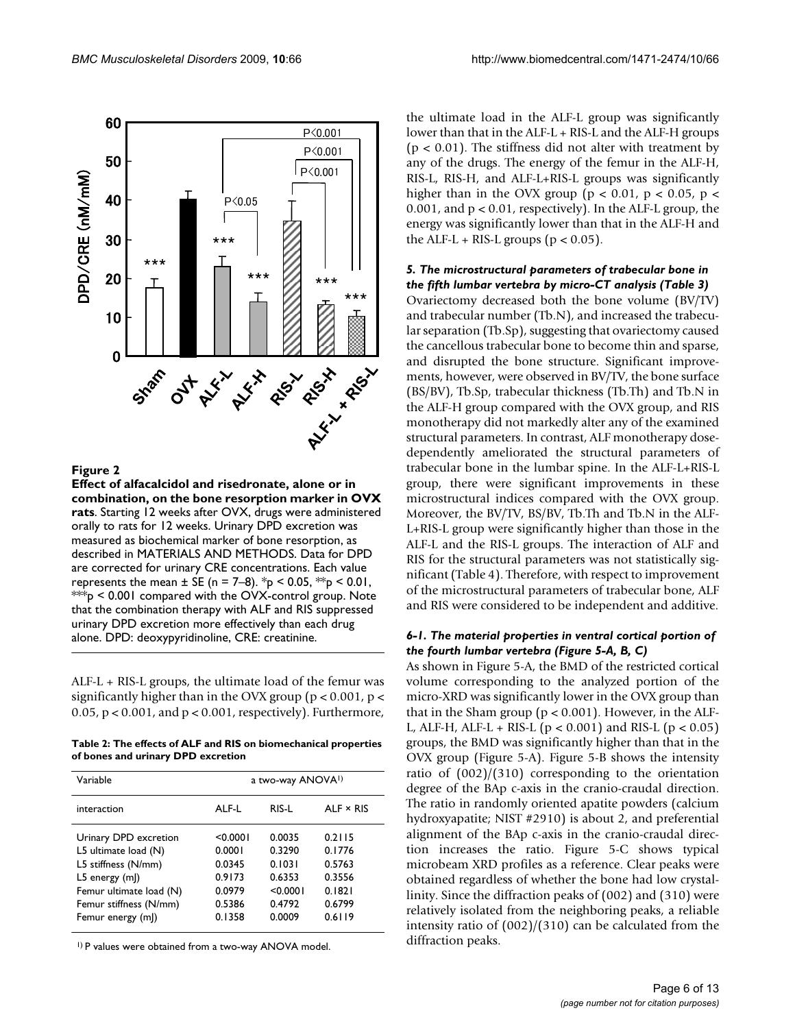**Figure 2**

**Effect of alfacalcidol and risedronate, alone or in combination, on the bone resorption marker in OVX rats**. Starting 12 weeks after OVX, drugs were administered orally to rats for 12 weeks. Urinary DPD excretion was measured as biochemical marker of bone resorption, as described in MATERIALS AND METHODS. Data for DPD are corrected for urinary CRE concentrations. Each value represents the mean ± SE (n = 7–8). *$p < 0.05$, **$p < 0.01$, ***$p < 0.001$ compared with the OVX-control group. Note that the combination therapy with ALF and RIS suppressed urinary DPD excretion more effectively than each drug alone. DPD: deoxypyridinoline, CRE: creatinine.

ALF-L + RIS-L groups, the ultimate load of the femur was significantly higher than in the OVX group ($p < 0.001$, $p < 0.05$, $p < 0.001$, and $p < 0.001$, respectively). Furthermore, the ultimate load in the ALF-L group was significantly lower than that in the ALF-L + RIS-L and the ALF-H groups ($p < 0.01$). The stiffness did not alter with treatment by any of the drugs. The energy of the femur in the ALF-H, RIS-L, RIS-H, and ALF-L+RIS-L groups was significantly higher than in the OVX group ($p < 0.01$, $p < 0.05$, $p < 0.001$, and $p < 0.01$, respectively). In the ALF-L group, the energy was significantly lower than that in the ALF-H and the ALF-L + RIS-L groups ($p < 0.05$).

**Table 2: The effects of ALF and RIS on biomechanical properties of bones and urinary DPD excretion**

| Variable | a two-way ANOVA[1] | | |
|---|---|---|---|
| interaction | ALF-L | RIS-L | ALF × RIS |
| Urinary DPD excretion | <0.0001 | 0.0035 | 0.2115 |
| L5 ultimate load (N) | 0.0001 | 0.3290 | 0.1776 |
| L5 stiffness (N/mm) | 0.0345 | 0.1031 | 0.5763 |
| L5 energy (mJ) | 0.9173 | 0.6353 | 0.3556 |
| Femur ultimate load (N) | 0.0979 | <0.0001 | 0.1821 |
| Femur stiffness (N/mm) | 0.5386 | 0.4792 | 0.6799 |
| Femur energy (mJ) | 0.1358 | 0.0009 | 0.6119 |

[1] P values were obtained from a two-way ANOVA model.

### *5. The microstructural parameters of trabecular bone in the fifth lumbar vertebra by micro-CT analysis (Table 3)*

Ovariectomy decreased both the bone volume (BV/TV) and trabecular number (Tb.N), and increased the trabecular separation (Tb.Sp), suggesting that ovariectomy caused the cancellous trabecular bone to become thin and sparse, and disrupted the bone structure. Significant improvements, however, were observed in BV/TV, the bone surface (BS/BV), Tb.Sp, trabecular thickness (Tb.Th) and Tb.N in the ALF-H group compared with the OVX group, and RIS monotherapy did not markedly alter any of the examined structural parameters. In contrast, ALF monotherapy dose-dependently ameliorated the structural parameters of trabecular bone in the lumbar spine. In the ALF-L+RIS-L group, there were significant improvements in these microstructural indices compared with the OVX group. Moreover, the BV/TV, BS/BV, Tb.Th and Tb.N in the ALF-L+RIS-L group were significantly higher than those in the ALF-L and the RIS-L groups. The interaction of ALF and RIS for the structural parameters was not statistically significant (Table 4). Therefore, with respect to improvement of the microstructural parameters of trabecular bone, ALF and RIS were considered to be independent and additive.

### *6-1. The material properties in ventral cortical portion of the fourth lumbar vertebra (Figure 5-A, B, C)*

As shown in Figure 5-A, the BMD of the restricted cortical volume corresponding to the analyzed portion of the micro-XRD was significantly lower in the OVX group than that in the Sham group ($p < 0.001$). However, in the ALF-L, ALF-H, ALF-L + RIS-L ($p < 0.001$) and RIS-L ($p < 0.05$) groups, the BMD was significantly higher than that in the OVX group (Figure 5-A). Figure 5-B shows the intensity ratio of (002)/(310) corresponding to the orientation degree of the BAp c-axis in the cranio-craudal direction. The ratio in randomly oriented apatite powders (calcium hydroxyapatite; NIST #2910) is about 2, and preferential alignment of the BAp c-axis in the cranio-craudal direction increases the ratio. Figure 5-C shows typical microbeam XRD profiles as a reference. Clear peaks were obtained regardless of whether the bone had low crystallinity. Since the diffraction peaks of (002) and (310) were relatively isolated from the neighboring peaks, a reliable intensity ratio of (002)/(310) can be calculated from the diffraction peaks.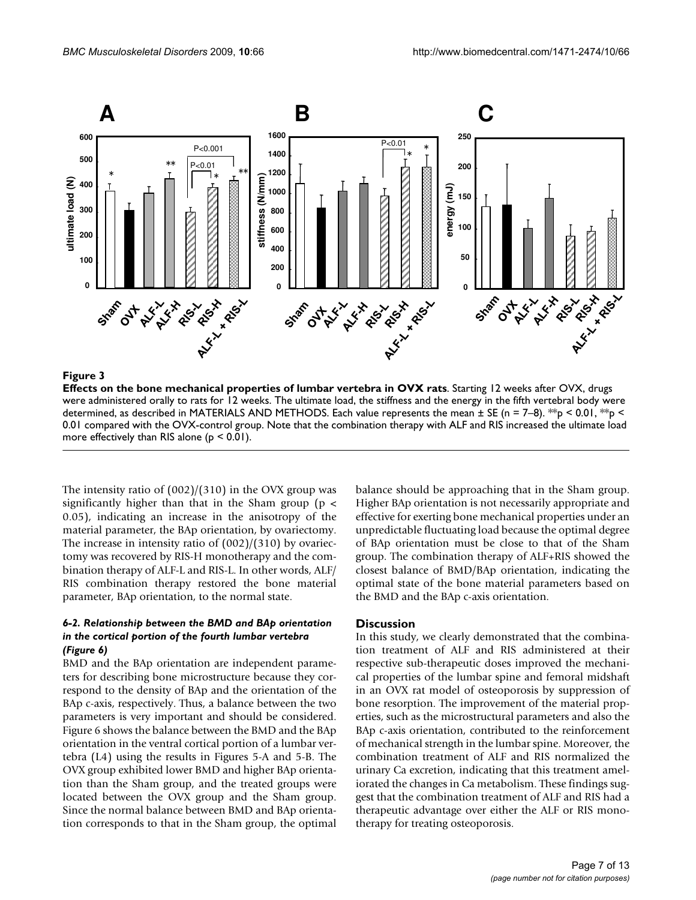**Figure 3**

**Effects on the bone mechanical properties of lumbar vertebra in OVX rats**. Starting 12 weeks after OVX, drugs were administered orally to rats for 12 weeks. The ultimate load, the stiffness and the energy in the fifth vertebral body were determined, as described in MATERIALS AND METHODS. Each value represents the mean ± SE (n = 7–8). **p < 0.01, **p < 0.01 compared with the OVX-control group. Note that the combination therapy with ALF and RIS increased the ultimate load more effectively than RIS alone (p < 0.01).

The intensity ratio of (002)/(310) in the OVX group was significantly higher than that in the Sham group ($p < 0.05$), indicating an increase in the anisotropy of the material parameter, the BAp orientation, by ovariectomy. The increase in intensity ratio of (002)/(310) by ovariectomy was recovered by RIS-H monotherapy and the combination therapy of ALF-L and RIS-L. In other words, ALF/RIS combination therapy restored the bone material parameter, BAp orientation, to the normal state.

#### *6-2. Relationship between the BMD and BAp orientation in the cortical portion of the fourth lumbar vertebra (Figure 6)*

BMD and the BAp orientation are independent parameters for describing bone microstructure because they correspond to the density of BAp and the orientation of the BAp c-axis, respectively. Thus, a balance between the two parameters is very important and should be considered. Figure 6 shows the balance between the BMD and the BAp orientation in the ventral cortical portion of a lumbar vertebra (L4) using the results in Figures 5-A and 5-B. The OVX group exhibited lower BMD and higher BAp orientation than the Sham group, and the treated groups were located between the OVX group and the Sham group. Since the normal balance between BMD and BAp orientation corresponds to that in the Sham group, the optimal balance should be approaching that in the Sham group. Higher BAp orientation is not necessarily appropriate and effective for exerting bone mechanical properties under an unpredictable fluctuating load because the optimal degree of BAp orientation must be close to that of the Sham group. The combination therapy of ALF+RIS showed the closest balance of BMD/BAp orientation, indicating the optimal state of the bone material parameters based on the BMD and the BAp c-axis orientation.

### Discussion

In this study, we clearly demonstrated that the combination treatment of ALF and RIS administered at their respective sub-therapeutic doses improved the mechanical properties of the lumbar spine and femoral midshaft in an OVX rat model of osteoporosis by suppression of bone resorption. The improvement of the material properties, such as the microstructural parameters and also the BAp c-axis orientation, contributed to the reinforcement of mechanical strength in the lumbar spine. Moreover, the combination treatment of ALF and RIS normalized the urinary Ca excretion, indicating that this treatment ameliorated the changes in Ca metabolism. These findings suggest that the combination treatment of ALF and RIS had a therapeutic advantage over either the ALF or RIS monotherapy for treating osteoporosis.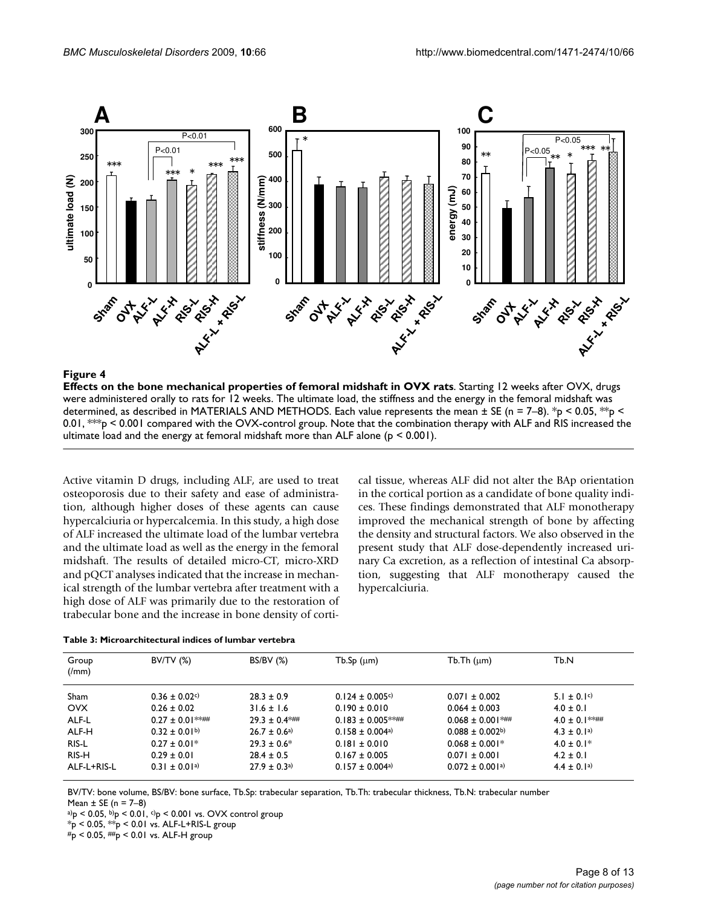**Figure 4**

**Effects on the bone mechanical properties of femoral midshaft in OVX rats**. Starting 12 weeks after OVX, drugs were administered orally to rats for 12 weeks. The ultimate load, the stiffness and the energy in the femoral midshaft was determined, as described in MATERIALS AND METHODS. Each value represents the mean ± SE (n = 7–8). \*$p < 0.05$, \*\*$p < 0.01$, \*\*\*$p < 0.001$ compared with the OVX-control group. Note that the combination therapy with ALF and RIS increased the ultimate load and the energy at femoral midshaft more than ALF alone ($p < 0.001$).

Active vitamin D drugs, including ALF, are used to treat osteoporosis due to their safety and ease of administration, although higher doses of these agents can cause hypercalciuria or hypercalcemia. In this study, a high dose of ALF increased the ultimate load of the lumbar vertebra and the ultimate load as well as the energy in the femoral midshaft. The results of detailed micro-CT, micro-XRD and pQCT analyses indicated that the increase in mechanical strength of the lumbar vertebra after treatment with a high dose of ALF was primarily due to the restoration of trabecular bone and the increase in bone density of cortical tissue, whereas ALF did not alter the BAp orientation in the cortical portion as a candidate of bone quality indices. These findings demonstrated that ALF monotherapy improved the mechanical strength of bone by affecting the density and structural factors. We also observed in the present study that ALF dose-dependently increased urinary Ca excretion, as a reflection of intestinal Ca absorption, suggesting that ALF monotherapy caused the hypercalciuria.

**Table 3: Microarchitectural indices of lumbar vertebra**

| Group (/mm) | BV/TV (%) | BS/BV (%) | Tb.Sp (μm) | Tb.Th (μm) | Tb.N |
|---|---|---|---|---|---|
| Sham | 0.36 ± 0.02[c)] | 28.3 ± 0.9 | 0.124 ± 0.005[c)] | 0.071 ± 0.002 | 5.1 ± 0.1[c)] |
| OVX | 0.26 ± 0.02 | 31.6 ± 1.6 | 0.190 ± 0.010 | 0.064 ± 0.003 | 4.0 ± 0.1 |
| ALF-L | 0.27 ± 0.01**## | 29.3 ± 0.4*## | 0.183 ± 0.005**## | 0.068 ± 0.001*## | 4.0 ± 0.1**## |
| ALF-H | 0.32 ± 0.01[b)] | 26.7 ± 0.6[a)] | 0.158 ± 0.004[a)] | 0.088 ± 0.002[b)] | 4.3 ± 0.1[a)] |
| RIS-L | 0.27 ± 0.01* | 29.3 ± 0.6* | 0.181 ± 0.010 | 0.068 ± 0.001* | 4.0 ± 0.1* |
| RIS-H | 0.29 ± 0.01 | 28.4 ± 0.5 | 0.167 ± 0.005 | 0.071 ± 0.001 | 4.2 ± 0.1 |
| ALF-L+RIS-L | 0.31 ± 0.01[a)] | 27.9 ± 0.3[a)] | 0.157 ± 0.004[a)] | 0.072 ± 0.001[a)] | 4.4 ± 0.1[a)] |

BV/TV: bone volume, BS/BV: bone surface, Tb.Sp: trabecular separation, Tb.Th: trabecular thickness, Tb.N: trabecular number
Mean ± SE (n = 7–8)
[a)] $p < 0.05$, [b)] $p < 0.01$, [c)] $p < 0.001$ vs. OVX control group
\*$p < 0.05$, \*\*$p < 0.01$ vs. ALF-L+RIS-L group
#$p < 0.05$, ##$p < 0.01$ vs. ALF-H group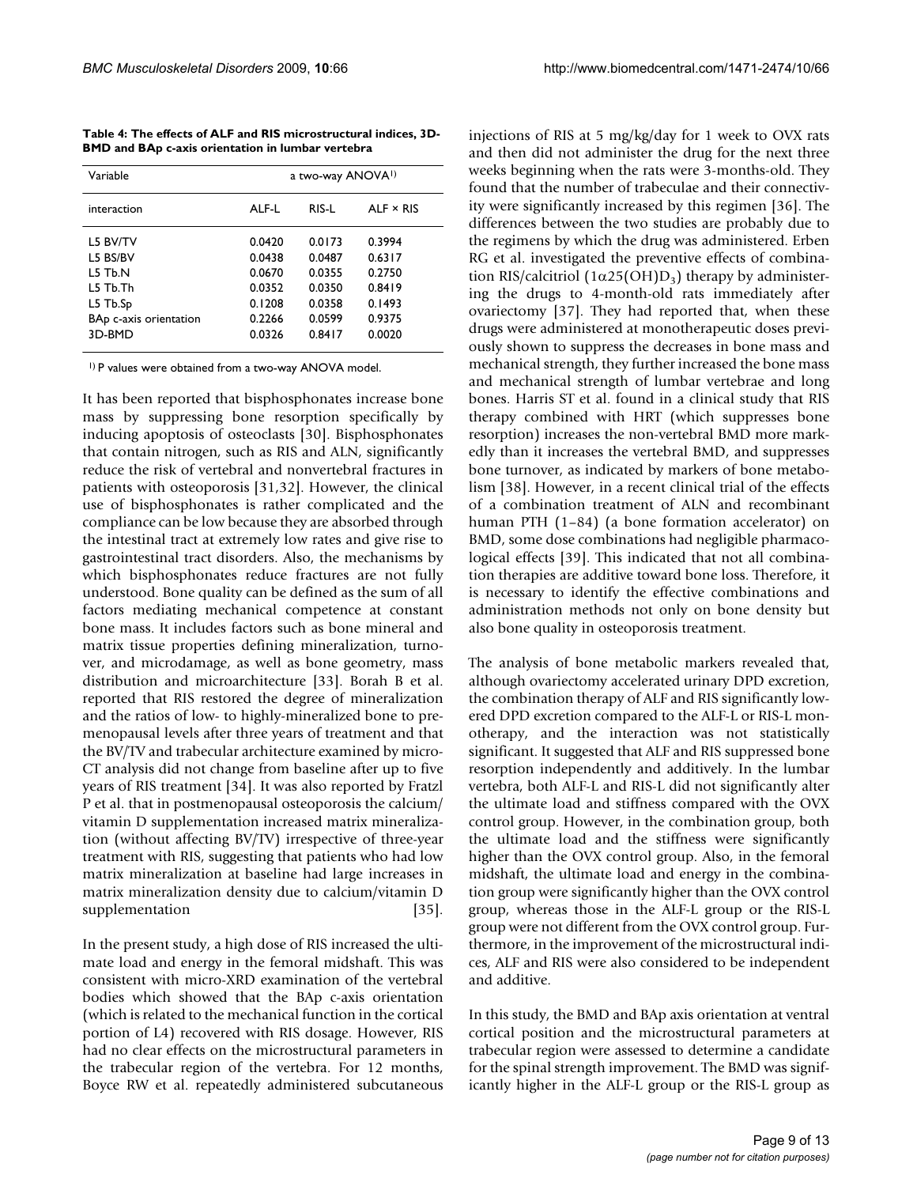**Table 4: The effects of ALF and RIS microstructural indices, 3D-BMD and BAp c-axis orientation in lumbar vertebra**

| Variable | a two-way ANOVA[1] | | |
|---|---|---|---|
| interaction | ALF-L | RIS-L | ALF × RIS |
| L5 BV/TV | 0.0420 | 0.0173 | 0.3994 |
| L5 BS/BV | 0.0438 | 0.0487 | 0.6317 |
| L5 Tb.N | 0.0670 | 0.0355 | 0.2750 |
| L5 Tb.Th | 0.0352 | 0.0350 | 0.8419 |
| L5 Tb.Sp | 0.1208 | 0.0358 | 0.1493 |
| BAp c-axis orientation | 0.2266 | 0.0599 | 0.9375 |
| 3D-BMD | 0.0326 | 0.8417 | 0.0020 |

[1] P values were obtained from a two-way ANOVA model.

It has been reported that bisphosphonates increase bone mass by suppressing bone resorption specifically by inducing apoptosis of osteoclasts [30]. Bisphosphonates that contain nitrogen, such as RIS and ALN, significantly reduce the risk of vertebral and nonvertebral fractures in patients with osteoporosis [31,32]. However, the clinical use of bisphosphonates is rather complicated and the compliance can be low because they are absorbed through the intestinal tract at extremely low rates and give rise to gastrointestinal tract disorders. Also, the mechanisms by which bisphosphonates reduce fractures are not fully understood. Bone quality can be defined as the sum of all factors mediating mechanical competence at constant bone mass. It includes factors such as bone mineral and matrix tissue properties defining mineralization, turnover, and microdamage, as well as bone geometry, mass distribution and microarchitecture [33]. Borah B et al. reported that RIS restored the degree of mineralization and the ratios of low- to highly-mineralized bone to premenopausal levels after three years of treatment and that the BV/TV and trabecular architecture examined by micro-CT analysis did not change from baseline after up to five years of RIS treatment [34]. It was also reported by Fratzl P et al. that in postmenopausal osteoporosis the calcium/vitamin D supplementation increased matrix mineralization (without affecting BV/TV) irrespective of three-year treatment with RIS, suggesting that patients who had low matrix mineralization at baseline had large increases in matrix mineralization density due to calcium/vitamin D supplementation [35].

In the present study, a high dose of RIS increased the ultimate load and energy in the femoral midshaft. This was consistent with micro-XRD examination of the vertebral bodies which showed that the BAp c-axis orientation (which is related to the mechanical function in the cortical portion of L4) recovered with RIS dosage. However, RIS had no clear effects on the microstructural parameters in the trabecular region of the vertebra. For 12 months, Boyce RW et al. repeatedly administered subcutaneous injections of RIS at 5 mg/kg/day for 1 week to OVX rats and then did not administer the drug for the next three weeks beginning when the rats were 3-months-old. They found that the number of trabeculae and their connectivity were significantly increased by this regimen [36]. The differences between the two studies are probably due to the regimens by which the drug was administered. Erben RG et al. investigated the preventive effects of combination RIS/calcitriol ($1\alpha25(OH)D_3$) therapy by administering the drugs to 4-month-old rats immediately after ovariectomy [37]. They had reported that, when these drugs were administered at monotherapeutic doses previously shown to suppress the decreases in bone mass and mechanical strength, they further increased the bone mass and mechanical strength of lumbar vertebrae and long bones. Harris ST et al. found in a clinical study that RIS therapy combined with HRT (which suppresses bone resorption) increases the non-vertebral BMD more markedly than it increases the vertebral BMD, and suppresses bone turnover, as indicated by markers of bone metabolism [38]. However, in a recent clinical trial of the effects of a combination treatment of ALN and recombinant human PTH (1–84) (a bone formation accelerator) on BMD, some dose combinations had negligible pharmacological effects [39]. This indicated that not all combination therapies are additive toward bone loss. Therefore, it is necessary to identify the effective combinations and administration methods not only on bone density but also bone quality in osteoporosis treatment.

The analysis of bone metabolic markers revealed that, although ovariectomy accelerated urinary DPD excretion, the combination therapy of ALF and RIS significantly lowered DPD excretion compared to the ALF-L or RIS-L monotherapy, and the interaction was not statistically significant. It suggested that ALF and RIS suppressed bone resorption independently and additively. In the lumbar vertebra, both ALF-L and RIS-L did not significantly alter the ultimate load and stiffness compared with the OVX control group. However, in the combination group, both the ultimate load and the stiffness were significantly higher than the OVX control group. Also, in the femoral midshaft, the ultimate load and energy in the combination group were significantly higher than the OVX control group, whereas those in the ALF-L group or the RIS-L group were not different from the OVX control group. Furthermore, in the improvement of the microstructural indices, ALF and RIS were also considered to be independent and additive.

In this study, the BMD and BAp axis orientation at ventral cortical position and the microstructural parameters at trabecular region were assessed to determine a candidate for the spinal strength improvement. The BMD was significantly higher in the ALF-L group or the RIS-L group as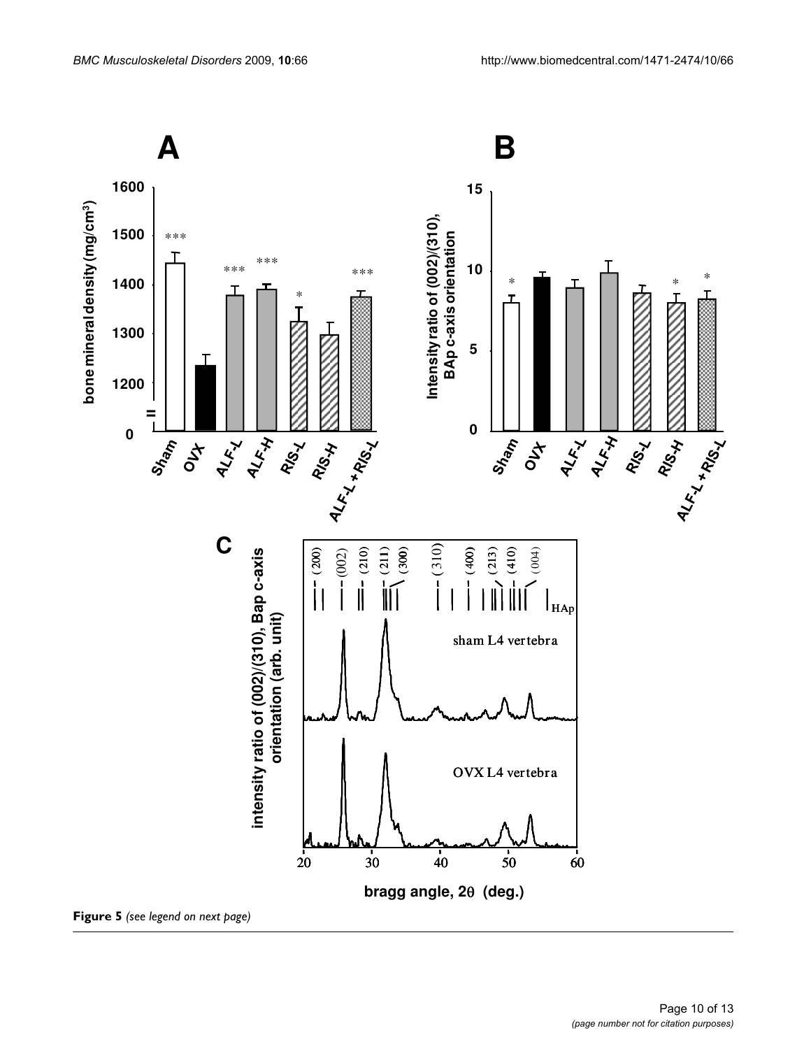**Figure 5** *(see legend on next page)*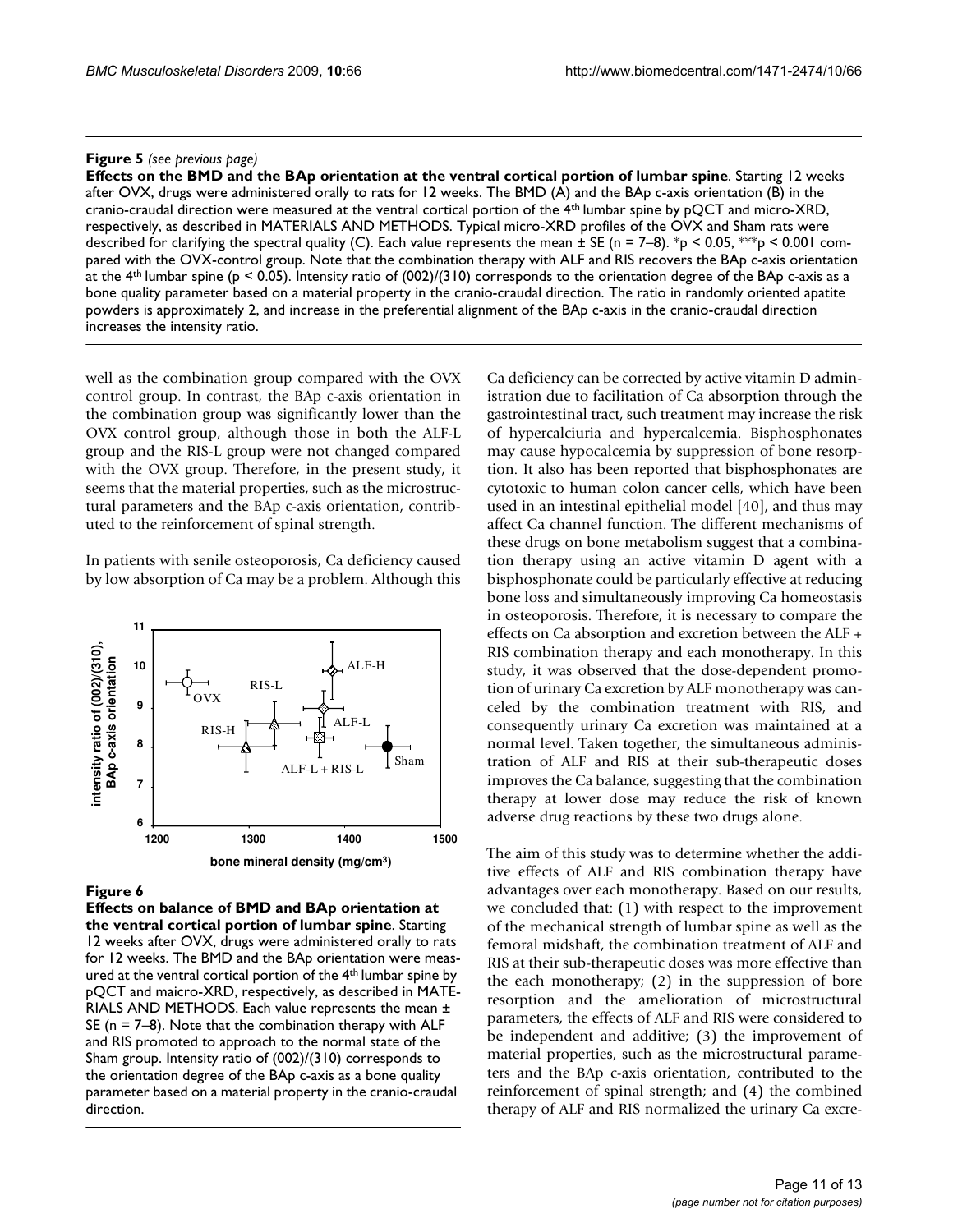**Figure 5** *(see previous page)*

**Effects on the BMD and the BAp orientation at the ventral cortical portion of lumbar spine**. Starting 12 weeks after OVX, drugs were administered orally to rats for 12 weeks. The BMD (A) and the BAp c-axis orientation (B) in the cranio-craudal direction were measured at the ventral cortical portion of the 4th lumbar spine by pQCT and micro-XRD, respectively, as described in MATERIALS AND METHODS. Typical micro-XRD profiles of the OVX and Sham rats were described for clarifying the spectral quality (C). Each value represents the mean ± SE (n = 7–8). *$p < 0.05$, ***$p < 0.001$ compared with the OVX-control group. Note that the combination therapy with ALF and RIS recovers the BAp c-axis orientation at the 4th lumbar spine ($p < 0.05$). Intensity ratio of (002)/(310) corresponds to the orientation degree of the BAp c-axis as a bone quality parameter based on a material property in the cranio-craudal direction. The ratio in randomly oriented apatite powders is approximately 2, and increase in the preferential alignment of the BAp c-axis in the cranio-craudal direction increases the intensity ratio.

well as the combination group compared with the OVX control group. In contrast, the BAp c-axis orientation in the combination group was significantly lower than the OVX control group, although those in both the ALF-L group and the RIS-L group were not changed compared with the OVX group. Therefore, in the present study, it seems that the material properties, such as the microstructural parameters and the BAp c-axis orientation, contributed to the reinforcement of spinal strength.

In patients with senile osteoporosis, Ca deficiency caused by low absorption of Ca may be a problem. Although this

intensity ratio of (002)/(310), BAp c-axis orientation

11
10
9
8
7
6

1200
1300
1400
1500

bone mineral density (mg/cm3)

OVX
RIS-L
RIS-H
ALF-H
ALF-L
ALF-L + RIS-L
Sham

**Figure 6**

**Effects on balance of BMD and BAp orientation at the ventral cortical portion of lumbar spine**. Starting 12 weeks after OVX, drugs were administered orally to rats for 12 weeks. The BMD and the BAp orientation were measured at the ventral cortical portion of the 4th lumbar spine by pQCT and maicro-XRD, respectively, as described in MATERIALS AND METHODS. Each value represents the mean ± SE (n = 7–8). Note that the combination therapy with ALF and RIS promoted to approach to the normal state of the Sham group. Intensity ratio of (002)/(310) corresponds to the orientation degree of the BAp c-axis as a bone quality parameter based on a material property in the cranio-craudal direction.

Ca deficiency can be corrected by active vitamin D administration due to facilitation of Ca absorption through the gastrointestinal tract, such treatment may increase the risk of hypercalciuria and hypercalcemia. Bisphosphonates may cause hypocalcemia by suppression of bone resorption. It also has been reported that bisphosphonates are cytotoxic to human colon cancer cells, which have been used in an intestinal epithelial model [40], and thus may affect Ca channel function. The different mechanisms of these drugs on bone metabolism suggest that a combination therapy using an active vitamin D agent with a bisphosphonate could be particularly effective at reducing bone loss and simultaneously improving Ca homeostasis in osteoporosis. Therefore, it is necessary to compare the effects on Ca absorption and excretion between the ALF + RIS combination therapy and each monotherapy. In this study, it was observed that the dose-dependent promotion of urinary Ca excretion by ALF monotherapy was canceled by the combination treatment with RIS, and consequently urinary Ca excretion was maintained at a normal level. Taken together, the simultaneous administration of ALF and RIS at their sub-therapeutic doses improves the Ca balance, suggesting that the combination therapy at lower dose may reduce the risk of known adverse drug reactions by these two drugs alone.

The aim of this study was to determine whether the additive effects of ALF and RIS combination therapy have advantages over each monotherapy. Based on our results, we concluded that: (1) with respect to the improvement of the mechanical strength of lumbar spine as well as the femoral midshaft, the combination treatment of ALF and RIS at their sub-therapeutic doses was more effective than the each monotherapy; (2) in the suppression of bore resorption and the amelioration of microstructural parameters, the effects of ALF and RIS were considered to be independent and additive; (3) the improvement of material properties, such as the microstructural parameters and the BAp c-axis orientation, contributed to the reinforcement of spinal strength; and (4) the combined therapy of ALF and RIS normalized the urinary Ca excre-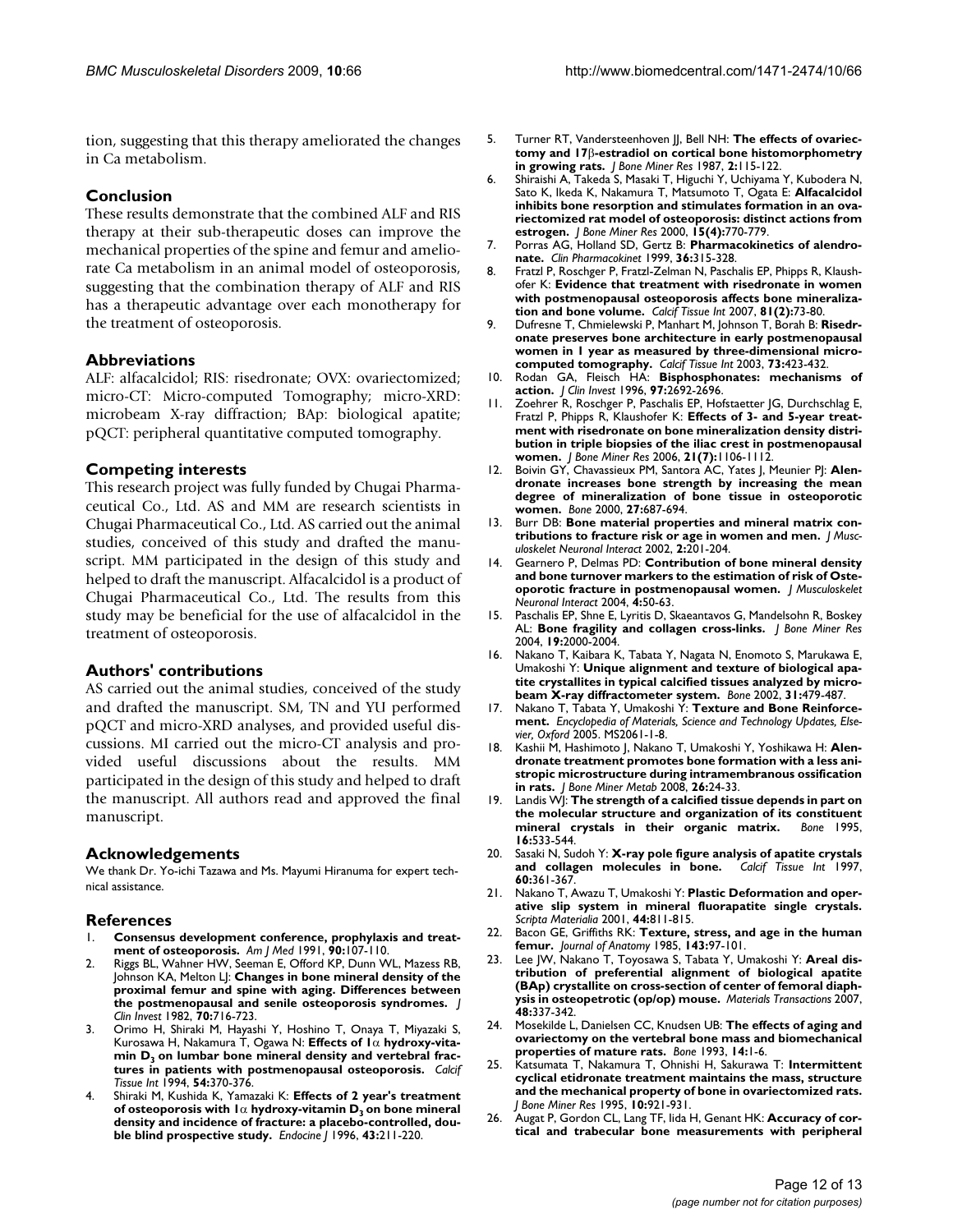tion, suggesting that this therapy ameliorated the changes in Ca metabolism.

## Conclusion

These results demonstrate that the combined ALF and RIS therapy at their sub-therapeutic doses can improve the mechanical properties of the spine and femur and ameliorate Ca metabolism in an animal model of osteoporosis, suggesting that the combination therapy of ALF and RIS has a therapeutic advantage over each monotherapy for the treatment of osteoporosis.

## Abbreviations

ALF: alfacalcidol; RIS: risedronate; OVX: ovariectomized; micro-CT: Micro-computed Tomography; micro-XRD: microbeam X-ray diffraction; BAp: biological apatite; pQCT: peripheral quantitative computed tomography.

## Competing interests

This research project was fully funded by Chugai Pharmaceutical Co., Ltd. AS and MM are research scientists in Chugai Pharmaceutical Co., Ltd. AS carried out the animal studies, conceived of this study and drafted the manuscript. MM participated in the design of this study and helped to draft the manuscript. Alfacalcidol is a product of Chugai Pharmaceutical Co., Ltd. The results from this study may be beneficial for the use of alfacalcidol in the treatment of osteoporosis.

## Authors' contributions

AS carried out the animal studies, conceived of the study and drafted the manuscript. SM, TN and YU performed pQCT and micro-XRD analyses, and provided useful discussions. MI carried out the micro-CT analysis and provided useful discussions about the results. MM participated in the design of this study and helped to draft the manuscript. All authors read and approved the final manuscript.

## Acknowledgements

We thank Dr. Yo-ichi Tazawa and Ms. Mayumi Hiranuma for expert technical assistance.

## References

1. **Consensus development conference, prophylaxis and treatment of osteoporosis.** *Am J Med* 1991, **90:**107-110.
2. Riggs BL, Wahner HW, Seeman E, Offord KP, Dunn WL, Mazess RB, Johnson KA, Melton LJ: **Changes in bone mineral density of the proximal femur and spine with aging. Differences between the postmenopausal and senile osteoporosis syndromes.** *J Clin Invest* 1982, **70:**716-723.
3. Orimo H, Shiraki M, Hayashi Y, Hoshino T, Onaya T, Miyazaki S, Kurosawa H, Nakamura T, Ogawa N: **Effects of 1α hydroxy-vitamin $D_3$ on lumbar bone mineral density and vertebral fractures in patients with postmenopausal osteoporosis.** *Calcif Tissue Int* 1994, **54:**370-376.
4. Shiraki M, Kushida K, Yamazaki K: **Effects of 2 year's treatment of osteoporosis with 1α hydroxy-vitamin $D_3$ on bone mineral density and incidence of fracture: a placebo-controlled, double blind prospective study.** *Endocine J* 1996, **43:**211-220.
5. Turner RT, Vandersteenhoven JJ, Bell NH: **The effects of ovariectomy and 17β-estradiol on cortical bone histomorphometry in growing rats.** *J Bone Miner Res* 1987, **2:**115-122.
6. Shiraishi A, Takeda S, Masaki T, Higuchi Y, Uchiyama Y, Kubodera N, Sato K, Ikeda K, Nakamura T, Matsumoto T, Ogata E: **Alfacalcidol inhibits bone resorption and stimulates formation in an ovariectomized rat model of osteoporosis: distinct actions from estrogen.** *J Bone Miner Res* 2000, **15(4):**770-779.
7. Porras AG, Holland SD, Gertz B: **Pharmacokinetics of alendronate.** *Clin Pharmacokinet* 1999, **36:**315-328.
8. Fratzl P, Roschger P, Fratzl-Zelman N, Paschalis EP, Phipps R, Klaushofer K: **Evidence that treatment with risedronate in women with postmenopausal osteoporosis affects bone mineralization and bone volume.** *Calcif Tissue Int* 2007, **81(2):**73-80.
9. Dufresne T, Chmielewski P, Manhart M, Johnson T, Borah B: **Risedronate preserves bone architecture in early postmenopausal women in 1 year as measured by three-dimensional microcomputed tomography.** *Calcif Tissue Int* 2003, **73:**423-432.
10. Rodan GA, Fleisch HA: **Bisphosphonates: mechanisms of action.** *J Clin Invest* 1996, **97:**2692-2696.
11. Zoehrer R, Roschger P, Paschalis EP, Hofstaetter JG, Durchschlag E, Fratzl P, Phipps R, Klaushofer K: **Effects of 3- and 5-year treatment with risedronate on bone mineralization density distribution in triple biopsies of the iliac crest in postmenopausal women.** *J Bone Miner Res* 2006, **21(7):**1106-1112.
12. Boivin GY, Chavassieux PM, Santora AC, Yates J, Meunier PJ: **Alendronate increases bone strength by increasing the mean degree of mineralization of bone tissue in osteoporotic women.** *Bone* 2000, **27:**687-694.
13. Burr DB: **Bone material properties and mineral matrix contributions to fracture risk or age in women and men.** *J Musculoskelet Neuronal Interact* 2002, **2:**201-204.
14. Gearnero P, Delmas PD: **Contribution of bone mineral density and bone turnover markers to the estimation of risk of Osteoporotic fracture in postmenopausal women.** *J Musculoskelet Neuronal Interact* 2004, **4:**50-63.
15. Paschalis EP, Shne E, Lyritis D, Skaeantavos G, Mandelsohn R, Boskey AL: **Bone fragility and collagen cross-links.** *J Bone Miner Res* 2004, **19:**2000-2004.
16. Nakano T, Kaibara K, Tabata Y, Nagata N, Enomoto S, Marukawa E, Umakoshi Y: **Unique alignment and texture of biological apatite crystallites in typical calcified tissues analyzed by microbeam X-ray diffractometer system.** *Bone* 2002, **31:**479-487.
17. Nakano T, Tabata Y, Umakoshi Y: **Texture and Bone Reinforcement.** *Encyclopedia of Materials, Science and Technology Updates, Elsevier, Oxford* 2005. MS2061-1-8.
18. Kashii M, Hashimoto J, Nakano T, Umakoshi Y, Yoshikawa H: **Alendronate treatment promotes bone formation with a less anisotropic microstructure during intramembranous ossification in rats.** *J Bone Miner Metab* 2008, **26:**24-33.
19. Landis WJ: **The strength of a calcified tissue depends in part on the molecular structure and organization of its constituent mineral crystals in their organic matrix.** *Bone* 1995, **16:**533-544.
20. Sasaki N, Sudoh Y: **X-ray pole figure analysis of apatite crystals and collagen molecules in bone.** *Calcif Tissue Int* 1997, **60:**361-367.
21. Nakano T, Awazu T, Umakoshi Y: **Plastic Deformation and operative slip system in mineral fluorapatite single crystals.** *Scripta Materialia* 2001, **44:**811-815.
22. Bacon GE, Griffiths RK: **Texture, stress, and age in the human femur.** *Journal of Anatomy* 1985, **143:**97-101.
23. Lee JW, Nakano T, Toyosawa S, Tabata Y, Umakoshi Y: **Areal distribution of preferential alignment of biological apatite (BAp) crystallite on cross-section of center of femoral diaphysis in osteopetrotic (op/op) mouse.** *Materials Transactions* 2007, **48:**337-342.
24. Mosekilde L, Danielsen CC, Knudsen UB: **The effects of aging and ovariectomy on the vertebral bone mass and biomechanical properties of mature rats.** *Bone* 1993, **14:**1-6.
25. Katsumata T, Nakamura T, Ohnishi H, Sakurawa T: **Intermittent cyclical etidronate treatment maintains the mass, structure and the mechanical property of bone in ovariectomized rats.** *J Bone Miner Res* 1995, **10:**921-931.
26. Augat P, Gordon CL, Lang TF, Iida H, Genant HK: **Accuracy of cortical and trabecular bone measurements with peripheral**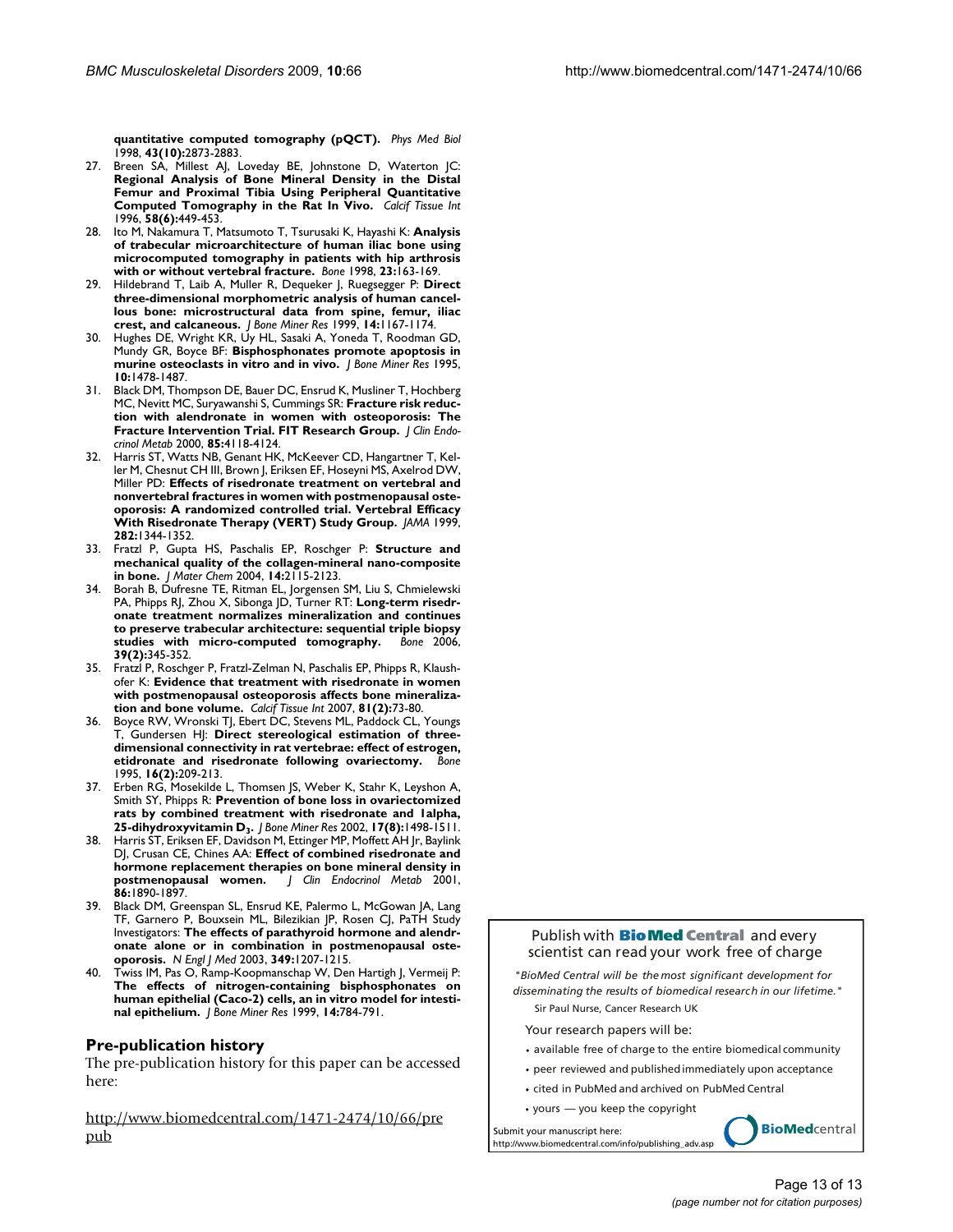quantitative computed tomography (pQCT). *Phys Med Biol* 1998, **43(10):**2873-2883.

27. Breen SA, Millest AJ, Loveday BE, Johnstone D, Waterton JC: **Regional Analysis of Bone Mineral Density in the Distal Femur and Proximal Tibia Using Peripheral Quantitative Computed Tomography in the Rat In Vivo.** *Calcif Tissue Int* 1996, **58(6):**449-453.
28. Ito M, Nakamura T, Matsumoto T, Tsurusaki K, Hayashi K: **Analysis of trabecular microarchitecture of human iliac bone using microcomputed tomography in patients with hip arthrosis with or without vertebral fracture.** *Bone* 1998, **23:**163-169.
29. Hildebrand T, Laib A, Muller R, Dequeker J, Ruegsegger P: **Direct three-dimensional morphometric analysis of human cancellous bone: microstructural data from spine, femur, iliac crest, and calcaneous.** *J Bone Miner Res* 1999, **14:**1167-1174.
30. Hughes DE, Wright KR, Uy HL, Sasaki A, Yoneda T, Roodman GD, Mundy GR, Boyce BF: **Bisphosphonates promote apoptosis in murine osteoclasts in vitro and in vivo.** *J Bone Miner Res* 1995, **10:**1478-1487.
31. Black DM, Thompson DE, Bauer DC, Ensrud K, Musliner T, Hochberg MC, Nevitt MC, Suryawanshi S, Cummings SR: **Fracture risk reduction with alendronate in women with osteoporosis: The Fracture Intervention Trial. FIT Research Group.** *J Clin Endocrinol Metab* 2000, **85:**4118-4124.
32. Harris ST, Watts NB, Genant HK, McKeever CD, Hangartner T, Keller M, Chesnut CH III, Brown J, Eriksen EF, Hoseyni MS, Axelrod DW, Miller PD: **Effects of risedronate treatment on vertebral and nonvertebral fractures in women with postmenopausal osteoporosis: A randomized controlled trial. Vertebral Efficacy With Risedronate Therapy (VERT) Study Group.** *JAMA* 1999, **282:**1344-1352.
33. Fratzl P, Gupta HS, Paschalis EP, Roschger P: **Structure and mechanical quality of the collagen-mineral nano-composite in bone.** *J Mater Chem* 2004, **14:**2115-2123.
34. Borah B, Dufresne TE, Ritman EL, Jorgensen SM, Liu S, Chmielewski PA, Phipps RJ, Zhou X, Sibonga JD, Turner RT: **Long-term risedronate treatment normalizes mineralization and continues to preserve trabecular architecture: sequential triple biopsy studies with micro-computed tomography.** *Bone* 2006, **39(2):**345-352.
35. Fratzl P, Roschger P, Fratzl-Zelman N, Paschalis EP, Phipps R, Klaushofer K: **Evidence that treatment with risedronate in women with postmenopausal osteoporosis affects bone mineralization and bone volume.** *Calcif Tissue Int* 2007, **81(2):**73-80.
36. Boyce RW, Wronski TJ, Ebert DC, Stevens ML, Paddock CL, Youngs T, Gundersen HJ: **Direct stereological estimation of three-dimensional connectivity in rat vertebrae: effect of estrogen, etidronate and risedronate following ovariectomy.** *Bone* 1995, **16(2):**209-213.
37. Erben RG, Mosekilde L, Thomsen JS, Weber K, Stahr K, Leyshon A, Smith SY, Phipps R: **Prevention of bone loss in ovariectomized rats by combined treatment with risedronate and 1alpha, 25-dihydroxyvitamin $D_3$.** *J Bone Miner Res* 2002, **17(8):**1498-1511.
38. Harris ST, Eriksen EF, Davidson M, Ettinger MP, Moffett AH Jr, Baylink DJ, Crusan CE, Chines AA: **Effect of combined risedronate and hormone replacement therapies on bone mineral density in postmenopausal women.** *J Clin Endocrinol Metab* 2001, **86:**1890-1897.
39. Black DM, Greenspan SL, Ensrud KE, Palermo L, McGowan JA, Lang TF, Garnero P, Bouxsein ML, Bilezikian JP, Rosen CJ, PaTH Study Investigators: **The effects of parathyroid hormone and alendronate alone or in combination in postmenopausal osteoporosis.** *N Engl J Med* 2003, **349:**1207-1215.
40. Twiss IM, Pas O, Ramp-Koopmanschap W, Den Hartigh J, Vermeij P: **The effects of nitrogen-containing bisphosphonates on human epithelial (Caco-2) cells, an in vitro model for intestinal epithelium.** *J Bone Miner Res* 1999, **14:**784-791.

## Pre-publication history

The pre-publication history for this paper can be accessed here:

http://www.biomedcentral.com/1471-2474/10/66/prepub

Publish with **BioMed Central** and every scientist can read your work free of charge

*"BioMed Central will be the most significant development for disseminating the results of biomedical research in our lifetime."*
Sir Paul Nurse, Cancer Research UK

Your research papers will be:

- available free of charge to the entire biomedical community
- peer reviewed and published immediately upon acceptance
- cited in PubMed and archived on PubMed Central
- yours — you keep the copyright

Submit your manuscript here:
http://www.biomedcentral.com/info/publishing_adv.asp

BioMedcentral